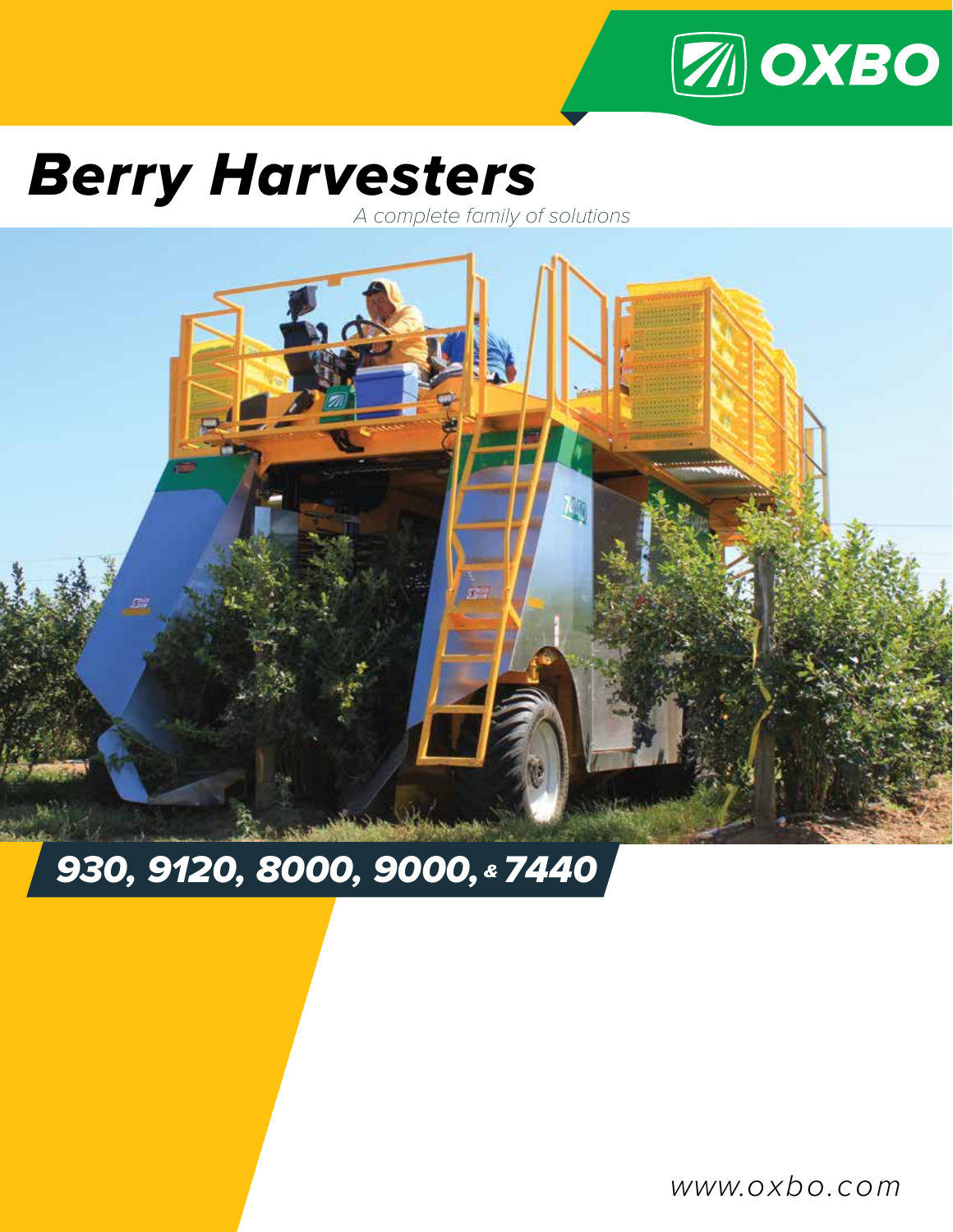OXBO

# Berry Harvesters

*A complete family of solutions*

## *930, 9120, 8000, 9000, & 7440*

*www.oxbo.com*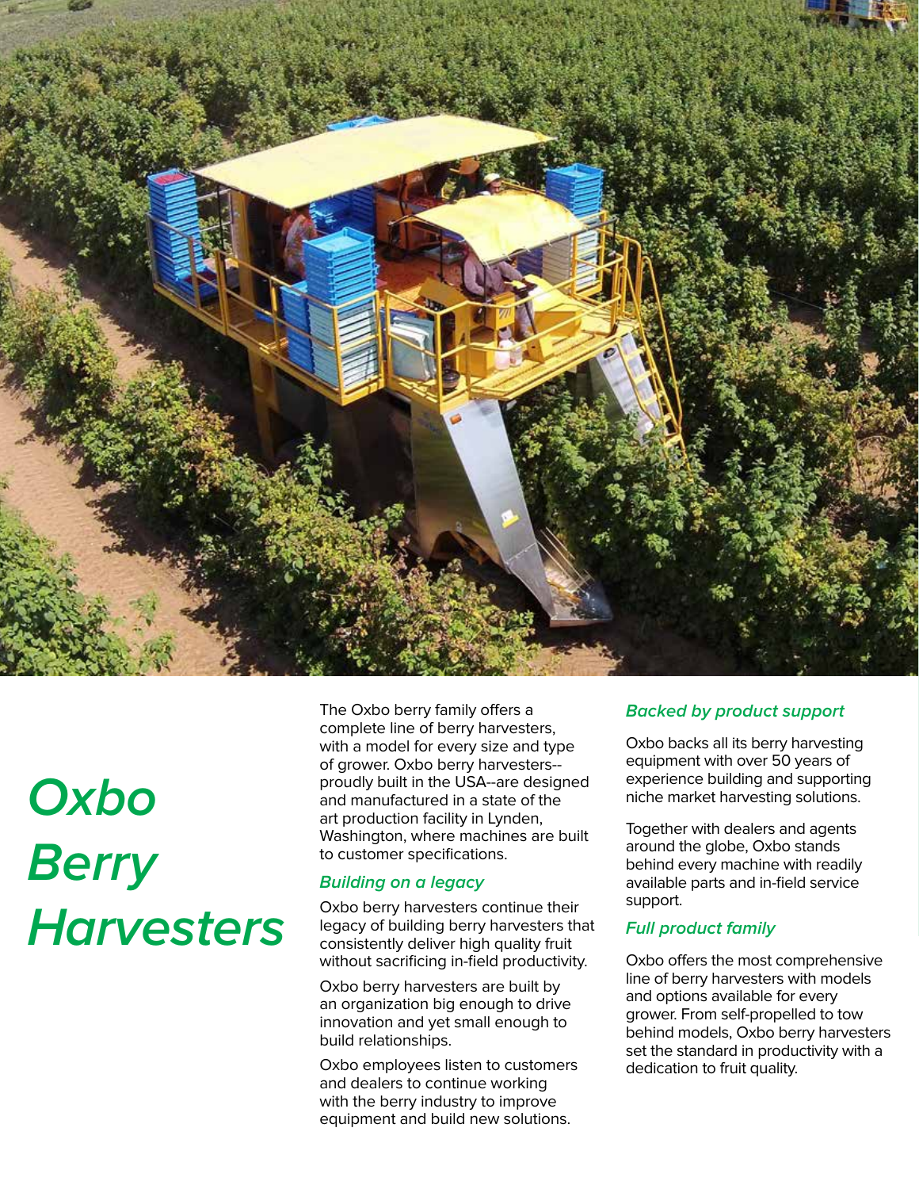# Oxbo Berry Harvesters

The Oxbo berry family offers a complete line of berry harvesters, with a model for every size and type of grower. Oxbo berry harvesters--proudly built in the USA--are designed and manufactured in a state of the art production facility in Lynden, Washington, where machines are built to customer specifications.

### *Building on a legacy*

Oxbo berry harvesters continue their legacy of building berry harvesters that consistently deliver high quality fruit without sacrificing in-field productivity.

Oxbo berry harvesters are built by an organization big enough to drive innovation and yet small enough to build relationships.

Oxbo employees listen to customers and dealers to continue working with the berry industry to improve equipment and build new solutions.

### *Backed by product support*

Oxbo backs all its berry harvesting equipment with over 50 years of experience building and supporting niche market harvesting solutions.

Together with dealers and agents around the globe, Oxbo stands behind every machine with readily available parts and in-field service support.

### *Full product family*

Oxbo offers the most comprehensive line of berry harvesters with models and options available for every grower. From self-propelled to tow behind models, Oxbo berry harvesters set the standard in productivity with a dedication to fruit quality.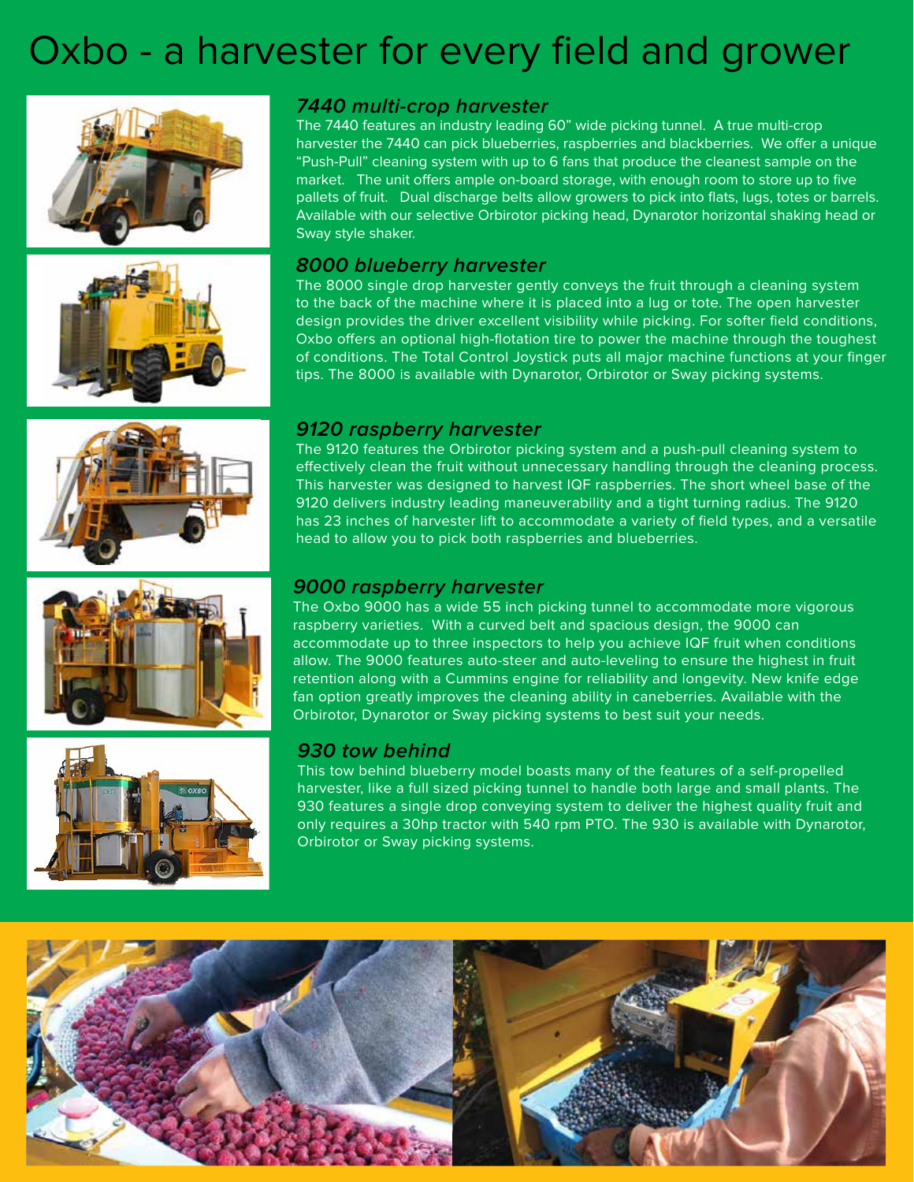# Oxbo - a harvester for every field and grower

### *7440 multi-crop harvester*

The 7440 features an industry leading 60" wide picking tunnel. A true multi-crop harvester the 7440 can pick blueberries, raspberries and blackberries. We offer a unique "Push-Pull" cleaning system with up to 6 fans that produce the cleanest sample on the market. The unit offers ample on-board storage, with enough room to store up to five pallets of fruit. Dual discharge belts allow growers to pick into flats, lugs, totes or barrels. Available with our selective Orbirotor picking head, Dynarotor horizontal shaking head or Sway style shaker.

### *8000 blueberry harvester*

The 8000 single drop harvester gently conveys the fruit through a cleaning system to the back of the machine where it is placed into a lug or tote. The open harvester design provides the driver excellent visibility while picking. For softer field conditions, Oxbo offers an optional high-flotation tire to power the machine through the toughest of conditions. The Total Control Joystick puts all major machine functions at your finger tips. The 8000 is available with Dynarotor, Orbirotor or Sway picking systems.

### *9120 raspberry harvester*

The 9120 features the Orbirotor picking system and a push-pull cleaning system to effectively clean the fruit without unnecessary handling through the cleaning process. This harvester was designed to harvest IQF raspberries. The short wheel base of the 9120 delivers industry leading maneuverability and a tight turning radius. The 9120 has 23 inches of harvester lift to accommodate a variety of field types, and a versatile head to allow you to pick both raspberries and blueberries.

### *9000 raspberry harvester*

The Oxbo 9000 has a wide 55 inch picking tunnel to accommodate more vigorous raspberry varieties. With a curved belt and spacious design, the 9000 can accommodate up to three inspectors to help you achieve IQF fruit when conditions allow. The 9000 features auto-steer and auto-leveling to ensure the highest in fruit retention along with a Cummins engine for reliability and longevity. New knife edge fan option greatly improves the cleaning ability in caneberries. Available with the Orbirotor, Dynarotor or Sway picking systems to best suit your needs.

### *930 tow behind*

This tow behind blueberry model boasts many of the features of a self-propelled harvester, like a full sized picking tunnel to handle both large and small plants. The 930 features a single drop conveying system to deliver the highest quality fruit and only requires a 30hp tractor with 540 rpm PTO. The 930 is available with Dynarotor, Orbirotor or Sway picking systems.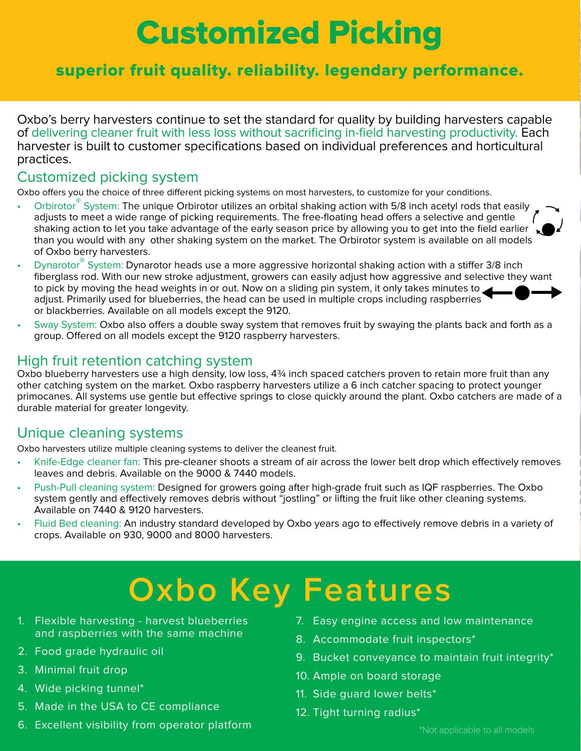# Customized Picking

## superior fruit quality. reliability. legendary performance.

Oxbo's berry harvesters continue to set the standard for quality by building harvesters capable of delivering cleaner fruit with less loss without sacrificing in-field harvesting productivity. Each harvester is built to customer specifications based on individual preferences and horticultural practices.

### Customized picking system

Oxbo offers you the choice of three different picking systems on most harvesters, to customize for your conditions.

- Orbirotor® System: The unique Orbirotor utilizes an orbital shaking action with 5/8 inch acetyl rods that easily adjusts to meet a wide range of picking requirements. The free-floating head offers a selective and gentle shaking action to let you take advantage of the early season price by allowing you to get into the field earlier than you would with any other shaking system on the market. The Orbirotor system is available on all models of Oxbo berry harvesters.
- Dynarotor® System: Dynarotor heads use a more aggressive horizontal shaking action with a stiffer 3/8 inch fiberglass rod. With our new stroke adjustment, growers can easily adjust how aggressive and selective they want to pick by moving the head weights in or out. Now on a sliding pin system, it only takes minutes to adjust. Primarily used for blueberries, the head can be used in multiple crops including raspberries or blackberries. Available on all models except the 9120.
- Sway System: Oxbo also offers a double sway system that removes fruit by swaying the plants back and forth as a group. Offered on all models except the 9120 raspberry harvesters.

### High fruit retention catching system

Oxbo blueberry harvesters use a high density, low loss, 4¾ inch spaced catchers proven to retain more fruit than any other catching system on the market. Oxbo raspberry harvesters utilize a 6 inch catcher spacing to protect younger primocanes. All systems use gentle but effective springs to close quickly around the plant. Oxbo catchers are made of a durable material for greater longevity.

### Unique cleaning systems

Oxbo harvesters utilize multiple cleaning systems to deliver the cleanest fruit.

- Knife-Edge cleaner fan: This pre-cleaner shoots a stream of air across the lower belt drop which effectively removes leaves and debris. Available on the 9000 & 7440 models.
- Push-Pull cleaning system: Designed for growers going after high-grade fruit such as IQF raspberries. The Oxbo system gently and effectively removes debris without "jostling" or lifting the fruit like other cleaning systems. Available on 7440 & 9120 harvesters.
- Fluid Bed cleaning: An industry standard developed by Oxbo years ago to effectively remove debris in a variety of crops. Available on 930, 9000 and 8000 harvesters.

# Oxbo Key Features

1. Flexible harvesting - harvest blueberries and raspberries with the same machine
2. Food grade hydraulic oil
3. Minimal fruit drop
4. Wide picking tunnel*
5. Made in the USA to CE compliance
6. Excellent visibility from operator platform
7. Easy engine access and low maintenance
8. Accommodate fruit inspectors*
9. Bucket conveyance to maintain fruit integrity*
10. Ample on board storage
11. Side guard lower belts*
12. Tight turning radius*

*Not applicable to all models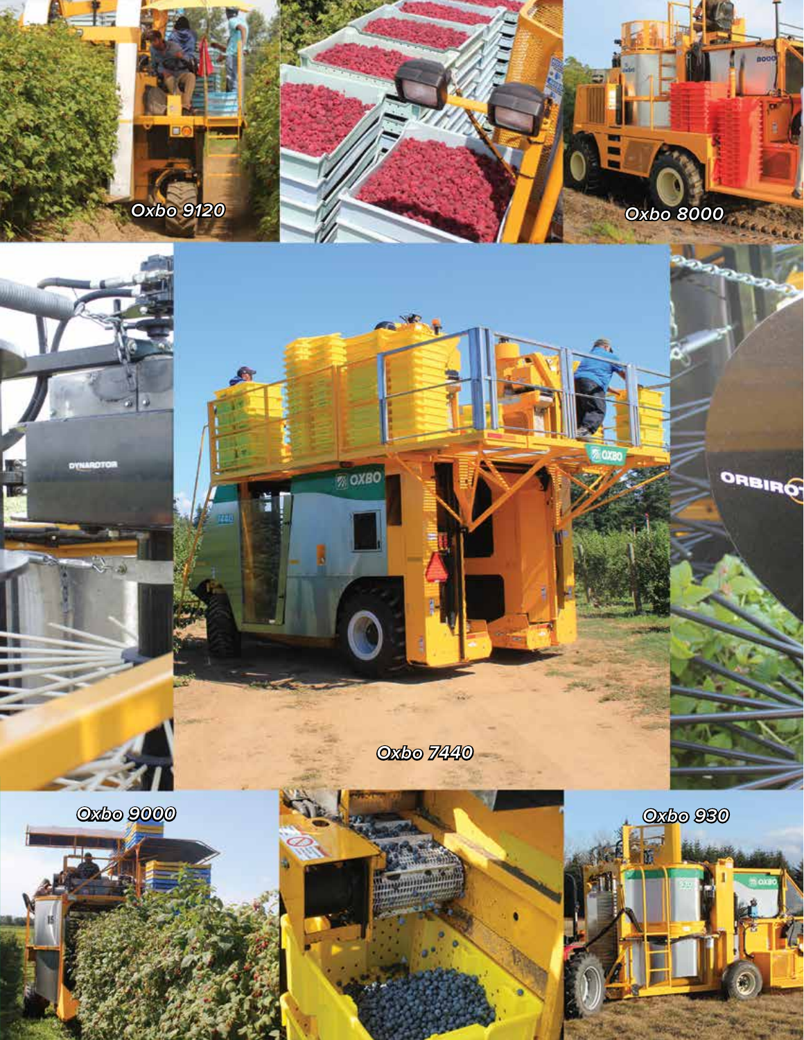Oxbo 9120

Oxbo 8000

Oxbo 7440

Oxbo 9000

Oxbo 930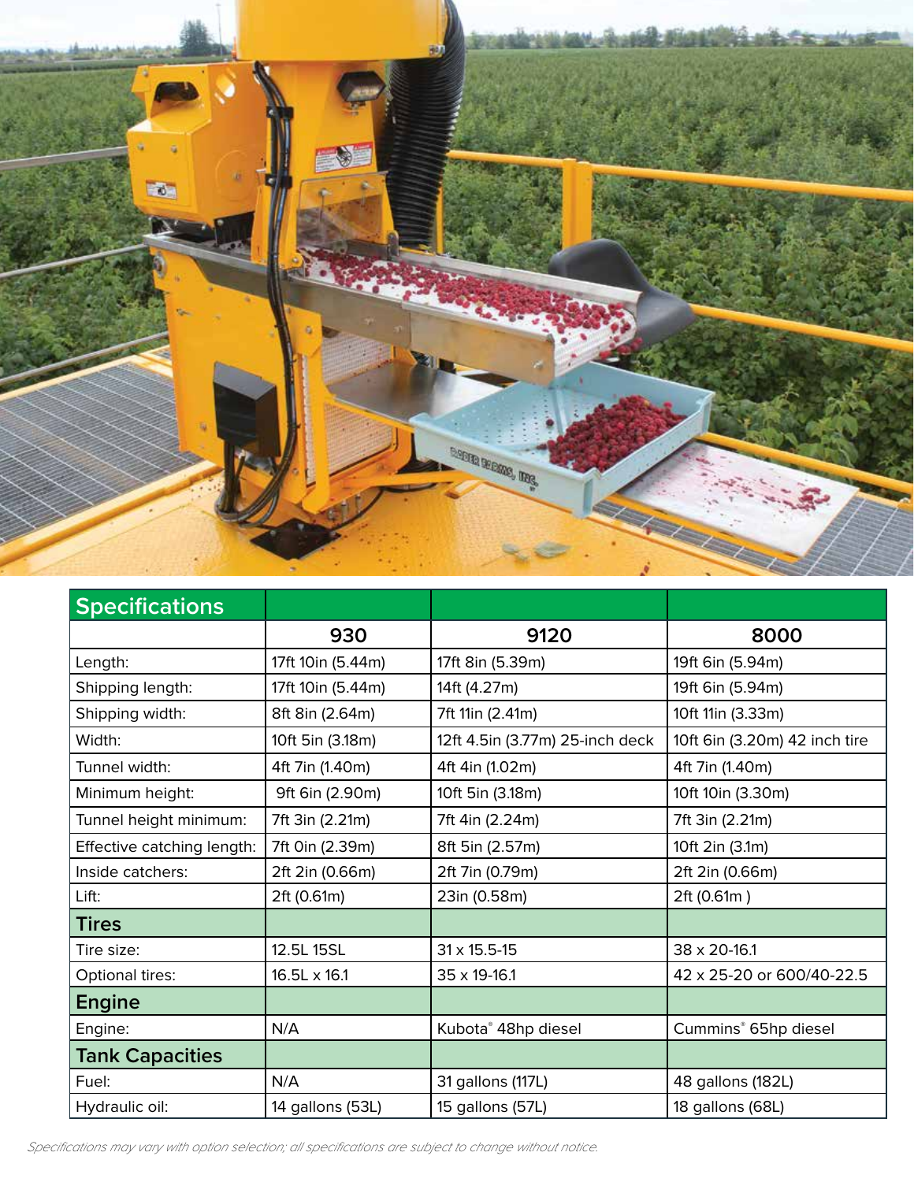| Specifications | | | |
|---|---|---|---|
| | 930 | 9120 | 8000 |
| Length: | 17ft 10in (5.44m) | 17ft 8in (5.39m) | 19ft 6in (5.94m) |
| Shipping length: | 17ft 10in (5.44m) | 14ft (4.27m) | 19ft 6in (5.94m) |
| Shipping width: | 8ft 8in (2.64m) | 7ft 11in (2.41m) | 10ft 11in (3.33m) |
| Width: | 10ft 5in (3.18m) | 12ft 4.5in (3.77m) 25-inch deck | 10ft 6in (3.20m) 42 inch tire |
| Tunnel width: | 4ft 7in (1.40m) | 4ft 4in (1.02m) | 4ft 7in (1.40m) |
| Minimum height: | 9ft 6in (2.90m) | 10ft 5in (3.18m) | 10ft 10in (3.30m) |
| Tunnel height minimum: | 7ft 3in (2.21m) | 7ft 4in (2.24m) | 7ft 3in (2.21m) |
| Effective catching length: | 7ft 0in (2.39m) | 8ft 5in (2.57m) | 10ft 2in (3.1m) |
| Inside catchers: | 2ft 2in (0.66m) | 2ft 7in (0.79m) | 2ft 2in (0.66m) |
| Lift: | 2ft (0.61m) | 23in (0.58m) | 2ft (0.61m ) |
| **Tires** | | | |
| Tire size: | 12.5L 15SL | 31 x 15.5-15 | 38 x 20-16.1 |
| Optional tires: | 16.5L x 16.1 | 35 x 19-16.1 | 42 x 25-20 or 600/40-22.5 |
| **Engine** | | | |
| Engine: | N/A | Kubota® 48hp diesel | Cummins® 65hp diesel |
| **Tank Capacities** | | | |
| Fuel: | N/A | 31 gallons (117L) | 48 gallons (182L) |
| Hydraulic oil: | 14 gallons (53L) | 15 gallons (57L) | 18 gallons (68L) |

*Specifications may vary with option selection; all specifications are subject to change without notice.*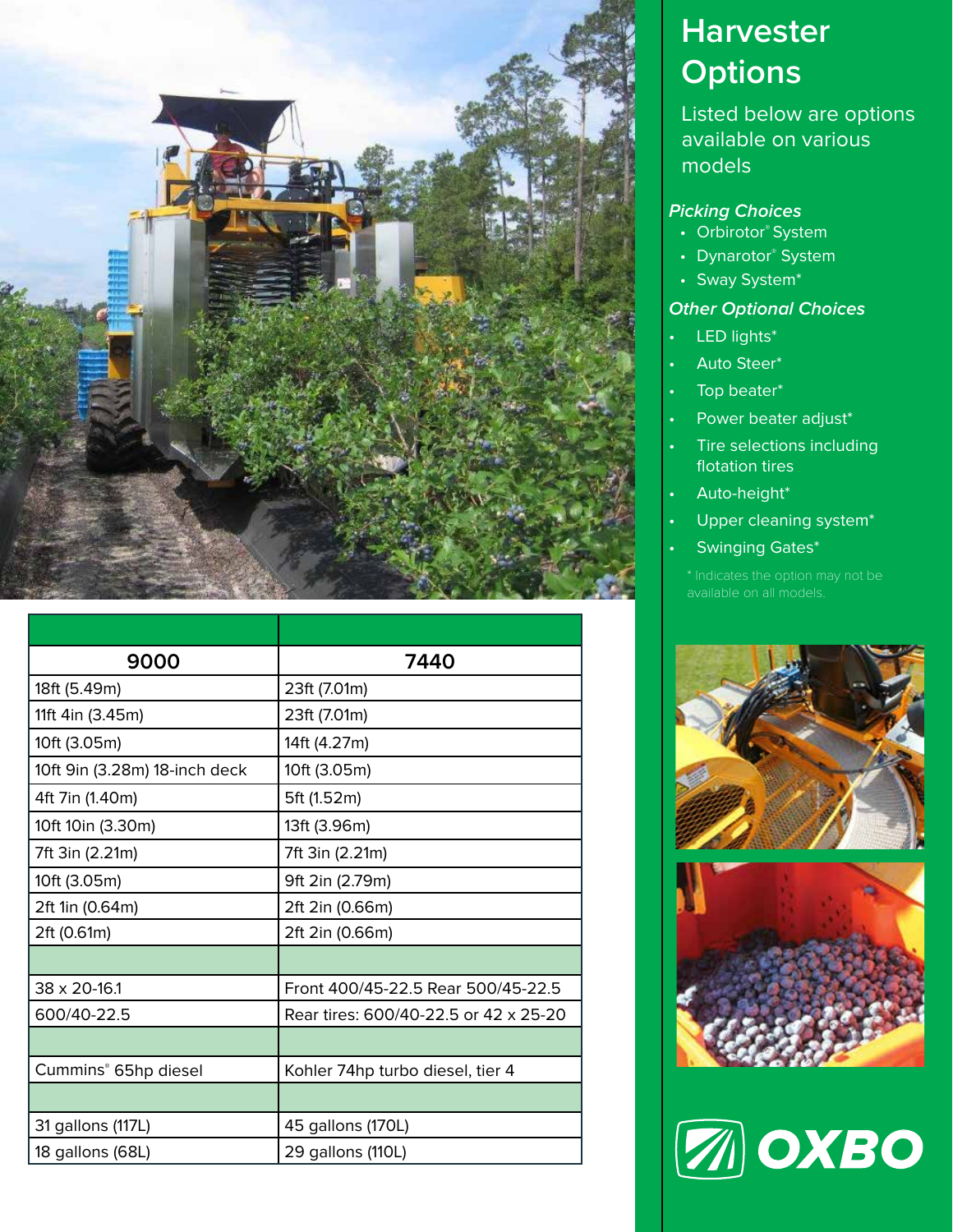# Harvester Options

Listed below are options available on various models

*Picking Choices*

- Orbirotor® System
- Dynarotor® System
- Sway System*

*Other Optional Choices*

- LED lights*
- Auto Steer*
- Top beater*
- Power beater adjust*
- Tire selections including flotation tires
- Auto-height*
- Upper cleaning system*
- Swinging Gates*

\* Indicates the option may not be available on all models.

| | |
|---|---|
| **9000** | **7440** |
| 18ft (5.49m) | 23ft (7.01m) |
| 11ft 4in (3.45m) | 23ft (7.01m) |
| 10ft (3.05m) | 14ft (4.27m) |
| 10ft 9in (3.28m) 18-inch deck | 10ft (3.05m) |
| 4ft 7in (1.40m) | 5ft (1.52m) |
| 10ft 10in (3.30m) | 13ft (3.96m) |
| 7ft 3in (2.21m) | 7ft 3in (2.21m) |
| 10ft (3.05m) | 9ft 2in (2.79m) |
| 2ft 1in (0.64m) | 2ft 2in (0.66m) |
| 2ft (0.61m) | 2ft 2in (0.66m) |
| | |
| 38 x 20-16.1 | Front 400/45-22.5 Rear 500/45-22.5 |
| 600/40-22.5 | Rear tires: 600/40-22.5 or 42 x 25-20 |
| | |
| Cummins® 65hp diesel | Kohler 74hp turbo diesel, tier 4 |
| | |
| 31 gallons (117L) | 45 gallons (170L) |
| 18 gallons (68L) | 29 gallons (110L) |

OXBO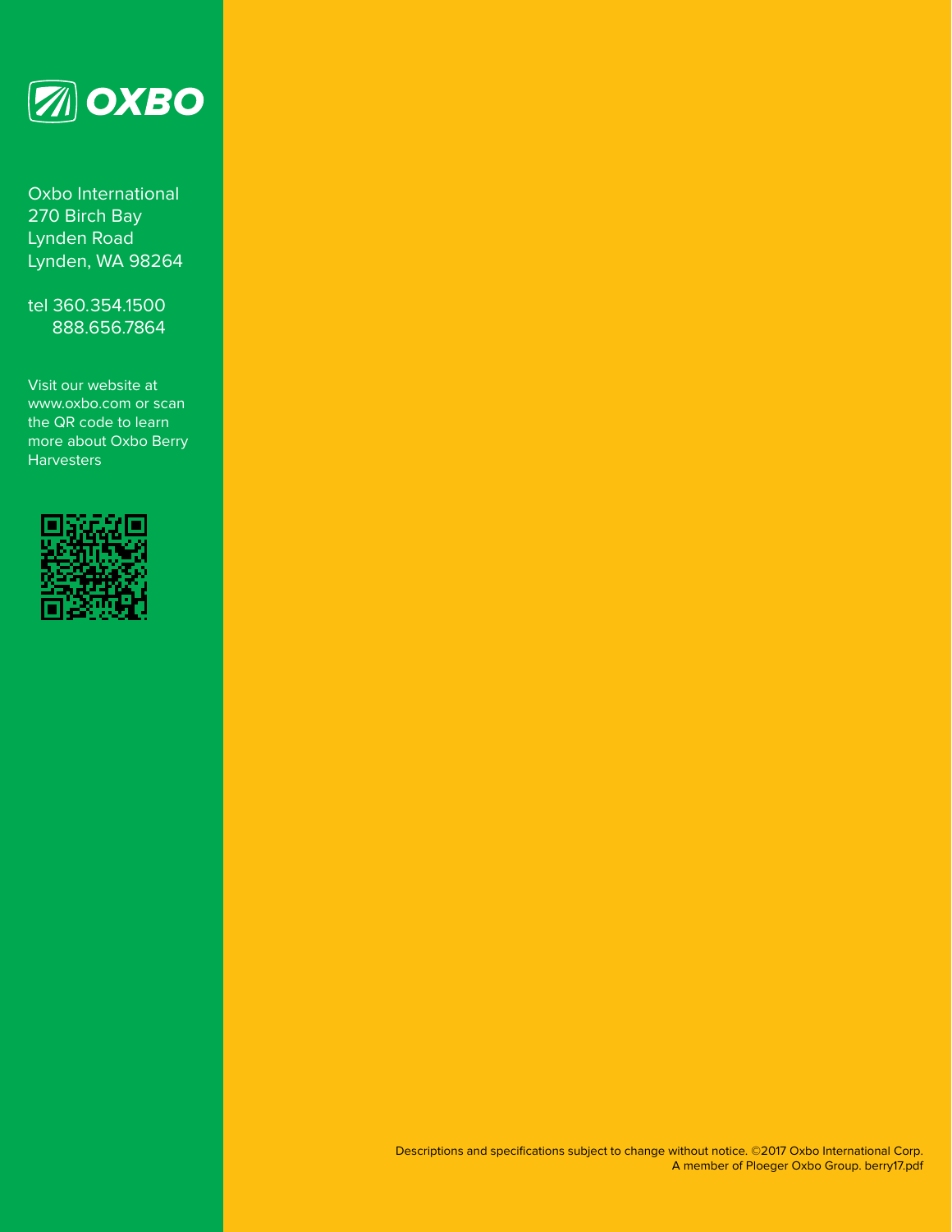OXBO

Oxbo International
270 Birch Bay
Lynden Road
Lynden, WA 98264

tel 360.354.1500
888.656.7864

Visit our website at www.oxbo.com or scan the QR code to learn more about Oxbo Berry Harvesters

Descriptions and specifications subject to change without notice. ©2017 Oxbo International Corp.
A member of Ploeger Oxbo Group. berry17.pdf